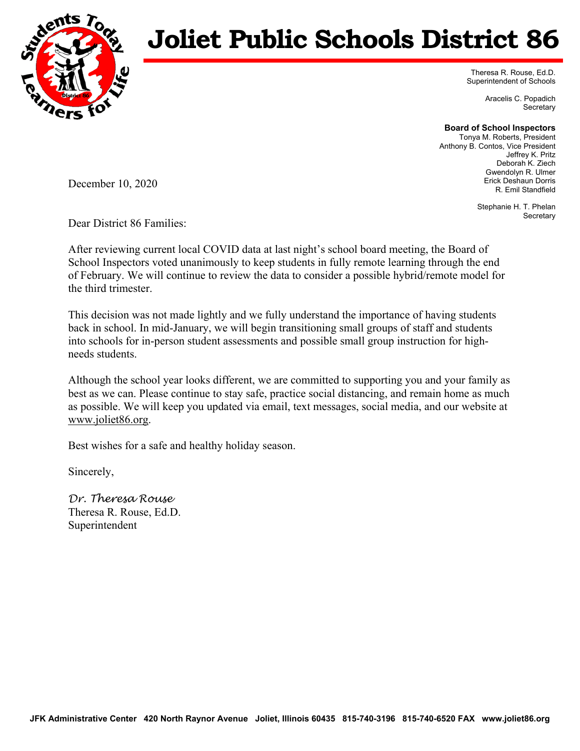# Joliet Public Schools District 86

Theresa R. Rouse, Ed.D.
Superintendent of Schools

Aracelis C. Popadich
Secretary

**Board of School Inspectors**
Tonya M. Roberts, President
Anthony B. Contos, Vice President
Jeffrey K. Pritz
Deborah K. Ziech
Gwendolyn R. Ulmer
Erick Deshaun Dorris
R. Emil Standfield

Stephanie H. T. Phelan
Secretary

December 10, 2020

Dear District 86 Families:

After reviewing current local COVID data at last night's school board meeting, the Board of School Inspectors voted unanimously to keep students in fully remote learning through the end of February. We will continue to review the data to consider a possible hybrid/remote model for the third trimester.

This decision was not made lightly and we fully understand the importance of having students back in school. In mid-January, we will begin transitioning small groups of staff and students into schools for in-person student assessments and possible small group instruction for high-needs students.

Although the school year looks different, we are committed to supporting you and your family as best as we can. Please continue to stay safe, practice social distancing, and remain home as much as possible. We will keep you updated via email, text messages, social media, and our website at www.joliet86.org.

Best wishes for a safe and healthy holiday season.

Sincerely,

*Dr. Theresa Rouse*
Theresa R. Rouse, Ed.D.
Superintendent

**JFK Administrative Center 420 North Raynor Avenue Joliet, Illinois 60435 815-740-3196 815-740-6520 FAX www.joliet86.org**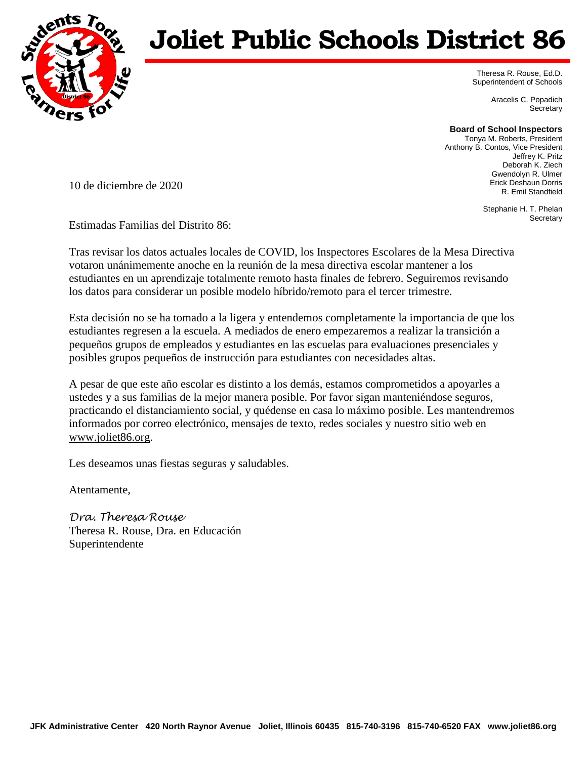# Joliet Public Schools District 86

Theresa R. Rouse, Ed.D.
Superintendent of Schools

Aracelis C. Popadich
Secretary

**Board of School Inspectors**
Tonya M. Roberts, President
Anthony B. Contos, Vice President
Jeffrey K. Pritz
Deborah K. Ziech
Gwendolyn R. Ulmer
Erick Deshaun Dorris
R. Emil Standfield

Stephanie H. T. Phelan
Secretary

10 de diciembre de 2020

Estimadas Familias del Distrito 86:

Tras revisar los datos actuales locales de COVID, los Inspectores Escolares de la Mesa Directiva votaron unánimemente anoche en la reunión de la mesa directiva escolar mantener a los estudiantes en un aprendizaje totalmente remoto hasta finales de febrero. Seguiremos revisando los datos para considerar un posible modelo híbrido/remoto para el tercer trimestre.

Esta decisión no se ha tomado a la ligera y entendemos completamente la importancia de que los estudiantes regresen a la escuela. A mediados de enero empezaremos a realizar la transición a pequeños grupos de empleados y estudiantes en las escuelas para evaluaciones presenciales y posibles grupos pequeños de instrucción para estudiantes con necesidades altas.

A pesar de que este año escolar es distinto a los demás, estamos comprometidos a apoyarles a ustedes y a sus familias de la mejor manera posible. Por favor sigan manteniéndose seguros, practicando el distanciamiento social, y quédense en casa lo máximo posible. Les mantendremos informados por correo electrónico, mensajes de texto, redes sociales y nuestro sitio web en www.joliet86.org.

Les deseamos unas fiestas seguras y saludables.

Atentamente,

*Dra. Theresa Rouse*
Theresa R. Rouse, Dra. en Educación
Superintendente

**JFK Administrative Center 420 North Raynor Avenue Joliet, Illinois 60435 815-740-3196 815-740-6520 FAX www.joliet86.org**